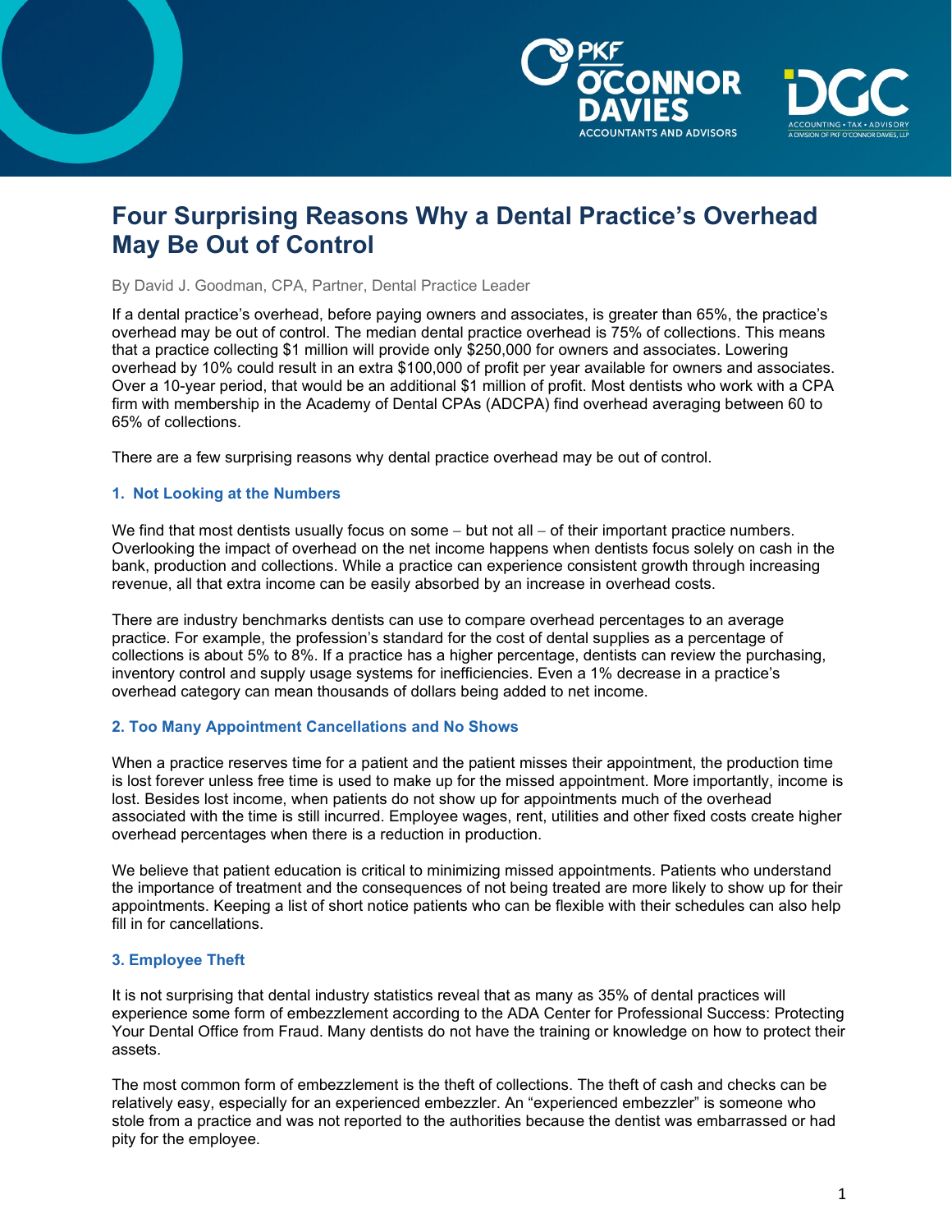# Four Surprising Reasons Why a Dental Practice's Overhead May Be Out of Control

By David J. Goodman, CPA, Partner, Dental Practice Leader

If a dental practice's overhead, before paying owners and associates, is greater than 65%, the practice's overhead may be out of control. The median dental practice overhead is 75% of collections. This means that a practice collecting $1 million will provide only $250,000 for owners and associates. Lowering overhead by 10% could result in an extra $100,000 of profit per year available for owners and associates. Over a 10-year period, that would be an additional $1 million of profit. Most dentists who work with a CPA firm with membership in the Academy of Dental CPAs (ADCPA) find overhead averaging between 60 to 65% of collections.

There are a few surprising reasons why dental practice overhead may be out of control.

### 1. Not Looking at the Numbers

We find that most dentists usually focus on some – but not all – of their important practice numbers. Overlooking the impact of overhead on the net income happens when dentists focus solely on cash in the bank, production and collections. While a practice can experience consistent growth through increasing revenue, all that extra income can be easily absorbed by an increase in overhead costs.

There are industry benchmarks dentists can use to compare overhead percentages to an average practice. For example, the profession's standard for the cost of dental supplies as a percentage of collections is about 5% to 8%. If a practice has a higher percentage, dentists can review the purchasing, inventory control and supply usage systems for inefficiencies. Even a 1% decrease in a practice's overhead category can mean thousands of dollars being added to net income.

### 2. Too Many Appointment Cancellations and No Shows

When a practice reserves time for a patient and the patient misses their appointment, the production time is lost forever unless free time is used to make up for the missed appointment. More importantly, income is lost. Besides lost income, when patients do not show up for appointments much of the overhead associated with the time is still incurred. Employee wages, rent, utilities and other fixed costs create higher overhead percentages when there is a reduction in production.

We believe that patient education is critical to minimizing missed appointments. Patients who understand the importance of treatment and the consequences of not being treated are more likely to show up for their appointments. Keeping a list of short notice patients who can be flexible with their schedules can also help fill in for cancellations.

### 3. Employee Theft

It is not surprising that dental industry statistics reveal that as many as 35% of dental practices will experience some form of embezzlement according to the ADA Center for Professional Success: Protecting Your Dental Office from Fraud. Many dentists do not have the training or knowledge on how to protect their assets.

The most common form of embezzlement is the theft of collections. The theft of cash and checks can be relatively easy, especially for an experienced embezzler. An "experienced embezzler" is someone who stole from a practice and was not reported to the authorities because the dentist was embarrassed or had pity for the employee.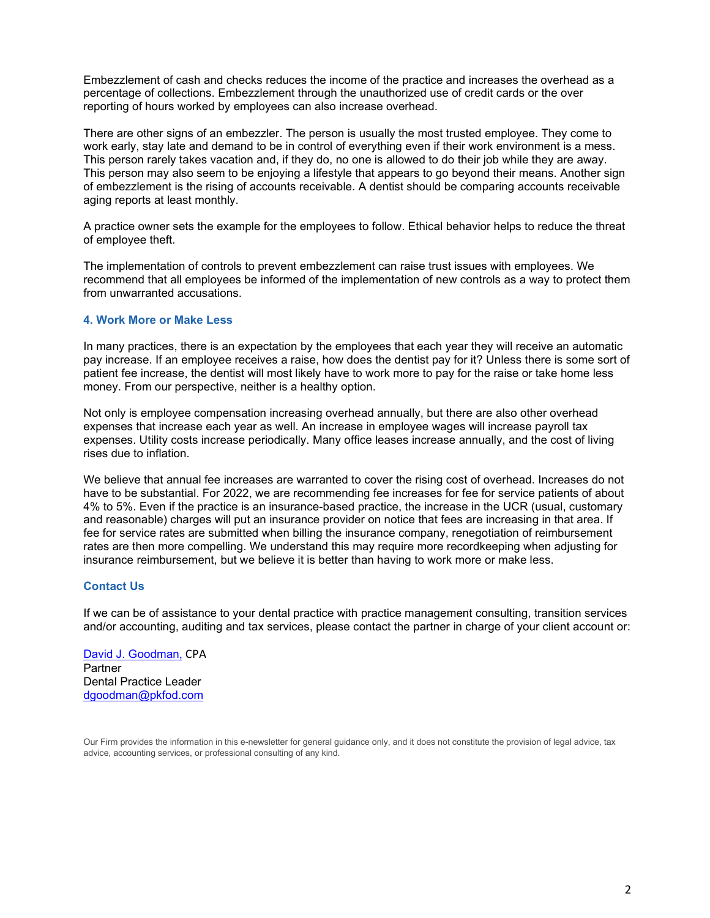Embezzlement of cash and checks reduces the income of the practice and increases the overhead as a percentage of collections. Embezzlement through the unauthorized use of credit cards or the over reporting of hours worked by employees can also increase overhead.

There are other signs of an embezzler. The person is usually the most trusted employee. They come to work early, stay late and demand to be in control of everything even if their work environment is a mess. This person rarely takes vacation and, if they do, no one is allowed to do their job while they are away. This person may also seem to be enjoying a lifestyle that appears to go beyond their means. Another sign of embezzlement is the rising of accounts receivable. A dentist should be comparing accounts receivable aging reports at least monthly.

A practice owner sets the example for the employees to follow. Ethical behavior helps to reduce the threat of employee theft.

The implementation of controls to prevent embezzlement can raise trust issues with employees. We recommend that all employees be informed of the implementation of new controls as a way to protect them from unwarranted accusations.

### 4. Work More or Make Less

In many practices, there is an expectation by the employees that each year they will receive an automatic pay increase. If an employee receives a raise, how does the dentist pay for it? Unless there is some sort of patient fee increase, the dentist will most likely have to work more to pay for the raise or take home less money. From our perspective, neither is a healthy option.

Not only is employee compensation increasing overhead annually, but there are also other overhead expenses that increase each year as well. An increase in employee wages will increase payroll tax expenses. Utility costs increase periodically. Many office leases increase annually, and the cost of living rises due to inflation.

We believe that annual fee increases are warranted to cover the rising cost of overhead. Increases do not have to be substantial. For 2022, we are recommending fee increases for fee for service patients of about 4% to 5%. Even if the practice is an insurance-based practice, the increase in the UCR (usual, customary and reasonable) charges will put an insurance provider on notice that fees are increasing in that area. If fee for service rates are submitted when billing the insurance company, renegotiation of reimbursement rates are then more compelling. We understand this may require more recordkeeping when adjusting for insurance reimbursement, but we believe it is better than having to work more or make less.

### Contact Us

If we can be of assistance to your dental practice with practice management consulting, transition services and/or accounting, auditing and tax services, please contact the partner in charge of your client account or:

David J. Goodman, CPA
Partner
Dental Practice Leader
dgoodman@pkfod.com

Our Firm provides the information in this e-newsletter for general guidance only, and it does not constitute the provision of legal advice, tax advice, accounting services, or professional consulting of any kind.